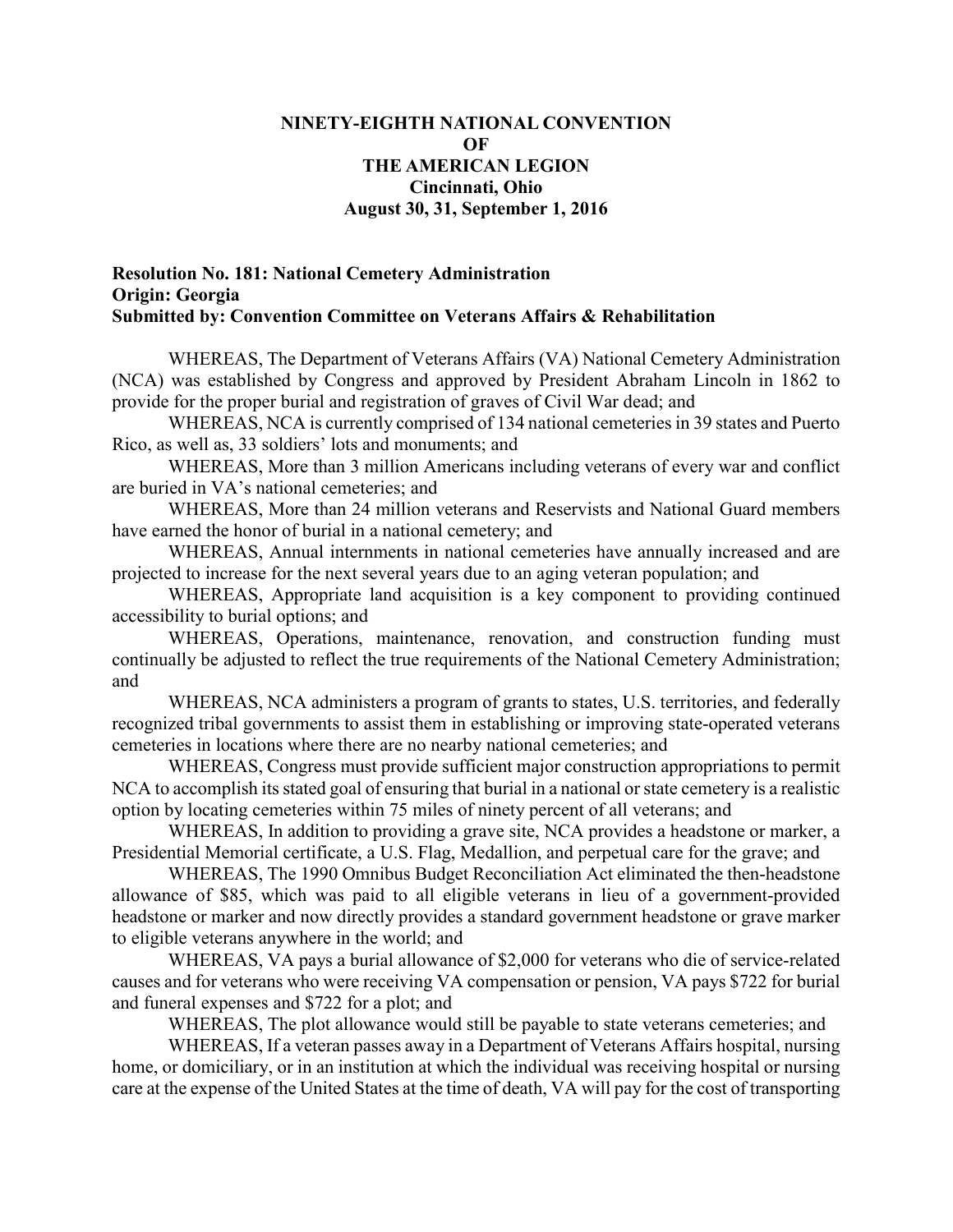**NINETY-EIGHTH NATIONAL CONVENTION**
**OF**
**THE AMERICAN LEGION**
**Cincinnati, Ohio**
**August 30, 31, September 1, 2016**

**Resolution No. 181: National Cemetery Administration**
**Origin: Georgia**
**Submitted by: Convention Committee on Veterans Affairs & Rehabilitation**

WHEREAS, The Department of Veterans Affairs (VA) National Cemetery Administration (NCA) was established by Congress and approved by President Abraham Lincoln in 1862 to provide for the proper burial and registration of graves of Civil War dead; and

WHEREAS, NCA is currently comprised of 134 national cemeteries in 39 states and Puerto Rico, as well as, 33 soldiers' lots and monuments; and

WHEREAS, More than 3 million Americans including veterans of every war and conflict are buried in VA's national cemeteries; and

WHEREAS, More than 24 million veterans and Reservists and National Guard members have earned the honor of burial in a national cemetery; and

WHEREAS, Annual internments in national cemeteries have annually increased and are projected to increase for the next several years due to an aging veteran population; and

WHEREAS, Appropriate land acquisition is a key component to providing continued accessibility to burial options; and

WHEREAS, Operations, maintenance, renovation, and construction funding must continually be adjusted to reflect the true requirements of the National Cemetery Administration; and

WHEREAS, NCA administers a program of grants to states, U.S. territories, and federally recognized tribal governments to assist them in establishing or improving state-operated veterans cemeteries in locations where there are no nearby national cemeteries; and

WHEREAS, Congress must provide sufficient major construction appropriations to permit NCA to accomplish its stated goal of ensuring that burial in a national or state cemetery is a realistic option by locating cemeteries within 75 miles of ninety percent of all veterans; and

WHEREAS, In addition to providing a grave site, NCA provides a headstone or marker, a Presidential Memorial certificate, a U.S. Flag, Medallion, and perpetual care for the grave; and

WHEREAS, The 1990 Omnibus Budget Reconciliation Act eliminated the then-headstone allowance of $85, which was paid to all eligible veterans in lieu of a government-provided headstone or marker and now directly provides a standard government headstone or grave marker to eligible veterans anywhere in the world; and

WHEREAS, VA pays a burial allowance of $2,000 for veterans who die of service-related causes and for veterans who were receiving VA compensation or pension, VA pays $722 for burial and funeral expenses and $722 for a plot; and

WHEREAS, The plot allowance would still be payable to state veterans cemeteries; and

WHEREAS, If a veteran passes away in a Department of Veterans Affairs hospital, nursing home, or domiciliary, or in an institution at which the individual was receiving hospital or nursing care at the expense of the United States at the time of death, VA will pay for the cost of transporting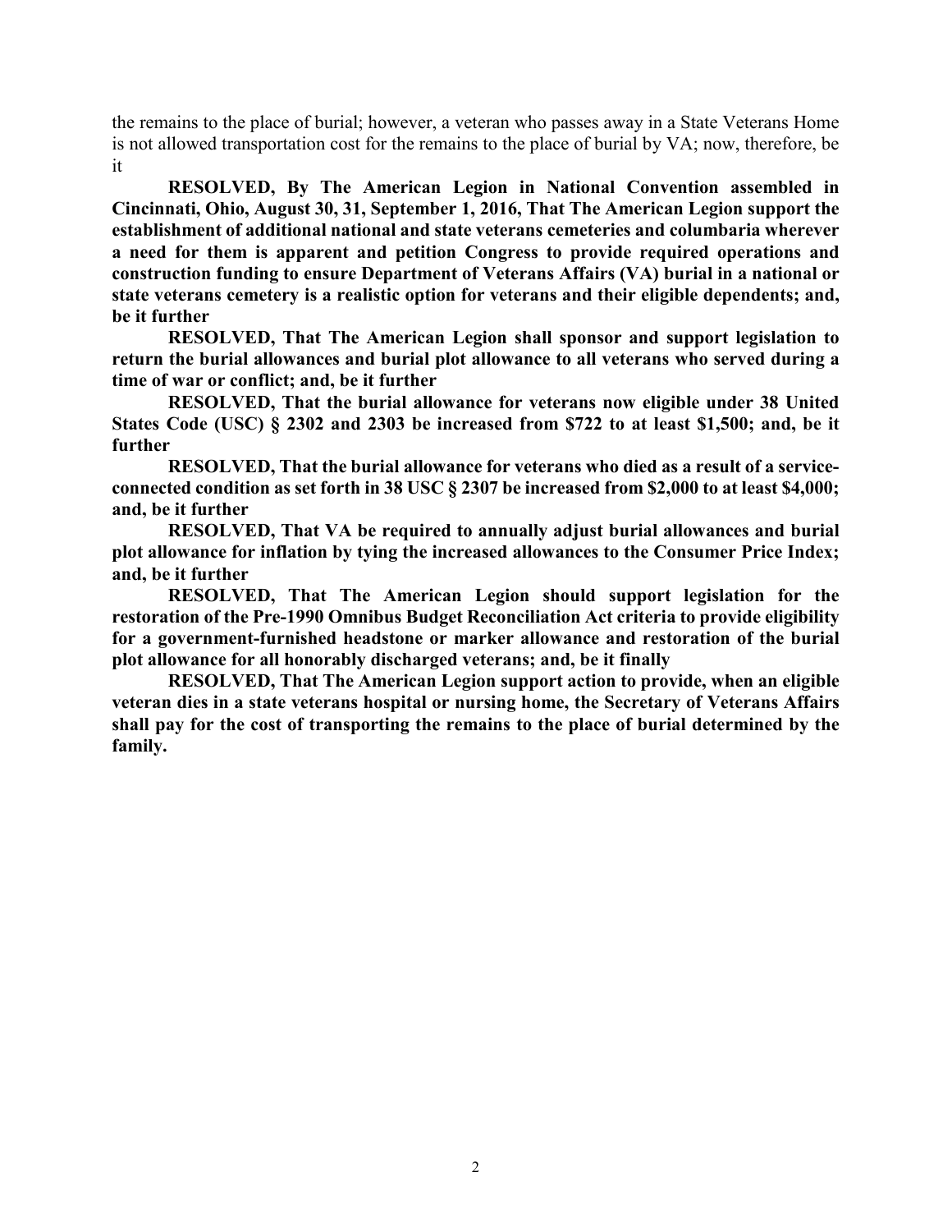the remains to the place of burial; however, a veteran who passes away in a State Veterans Home is not allowed transportation cost for the remains to the place of burial by VA; now, therefore, be it

**RESOLVED, By The American Legion in National Convention assembled in Cincinnati, Ohio, August 30, 31, September 1, 2016, That The American Legion support the establishment of additional national and state veterans cemeteries and columbaria wherever a need for them is apparent and petition Congress to provide required operations and construction funding to ensure Department of Veterans Affairs (VA) burial in a national or state veterans cemetery is a realistic option for veterans and their eligible dependents; and, be it further**

**RESOLVED, That The American Legion shall sponsor and support legislation to return the burial allowances and burial plot allowance to all veterans who served during a time of war or conflict; and, be it further**

**RESOLVED, That the burial allowance for veterans now eligible under 38 United States Code (USC) § 2302 and 2303 be increased from $722 to at least $1,500; and, be it further**

**RESOLVED, That the burial allowance for veterans who died as a result of a service-connected condition as set forth in 38 USC § 2307 be increased from $2,000 to at least $4,000; and, be it further**

**RESOLVED, That VA be required to annually adjust burial allowances and burial plot allowance for inflation by tying the increased allowances to the Consumer Price Index; and, be it further**

**RESOLVED, That The American Legion should support legislation for the restoration of the Pre-1990 Omnibus Budget Reconciliation Act criteria to provide eligibility for a government-furnished headstone or marker allowance and restoration of the burial plot allowance for all honorably discharged veterans; and, be it finally**

**RESOLVED, That The American Legion support action to provide, when an eligible veteran dies in a state veterans hospital or nursing home, the Secretary of Veterans Affairs shall pay for the cost of transporting the remains to the place of burial determined by the family.**